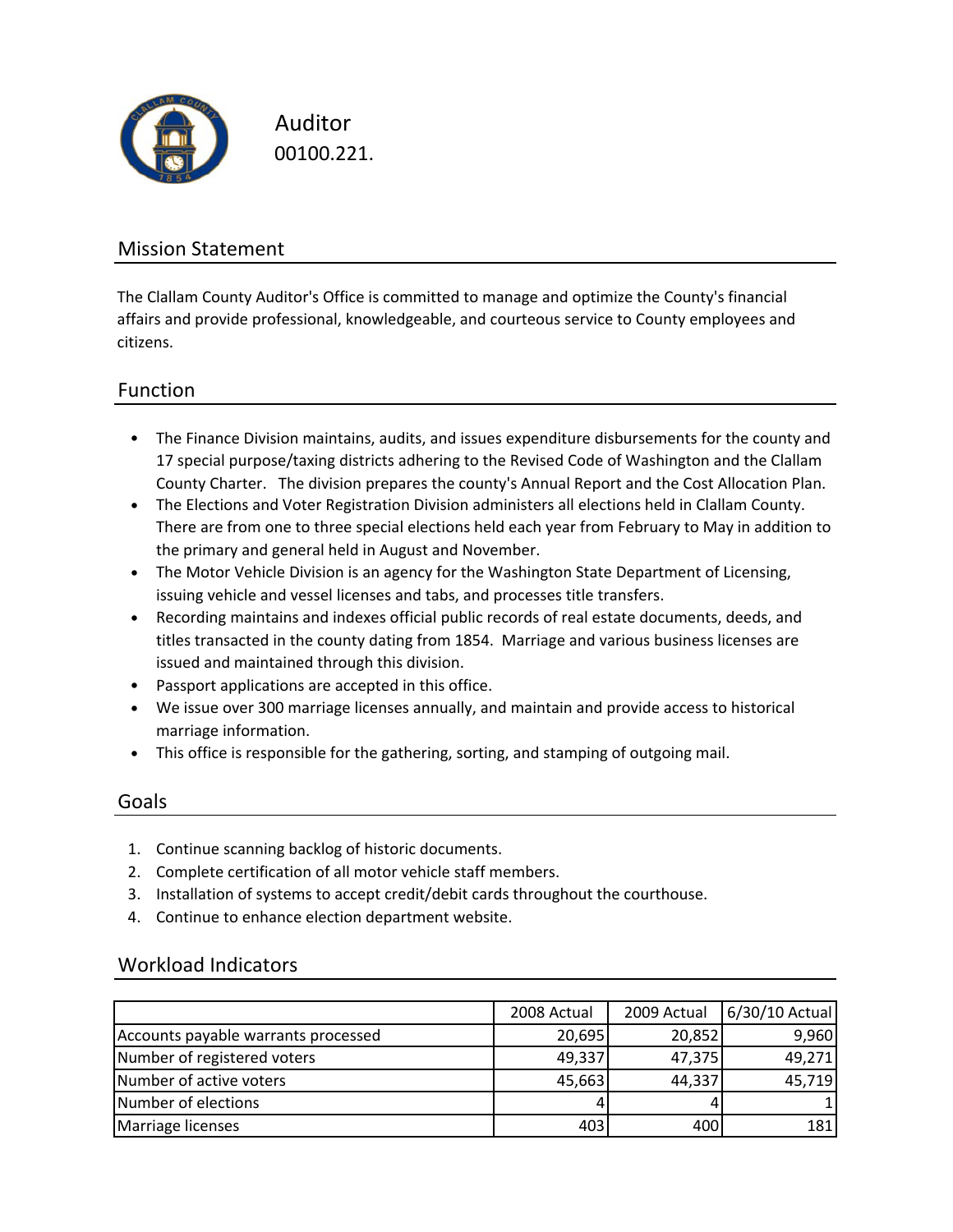# Auditor

00100.221.

## Mission Statement

The Clallam County Auditor's Office is committed to manage and optimize the County's financial affairs and provide professional, knowledgeable, and courteous service to County employees and citizens.

## Function

- The Finance Division maintains, audits, and issues expenditure disbursements for the county and 17 special purpose/taxing districts adhering to the Revised Code of Washington and the Clallam County Charter. The division prepares the county's Annual Report and the Cost Allocation Plan.
- The Elections and Voter Registration Division administers all elections held in Clallam County. There are from one to three special elections held each year from February to May in addition to the primary and general held in August and November.
- The Motor Vehicle Division is an agency for the Washington State Department of Licensing, issuing vehicle and vessel licenses and tabs, and processes title transfers.
- Recording maintains and indexes official public records of real estate documents, deeds, and titles transacted in the county dating from 1854. Marriage and various business licenses are issued and maintained through this division.
- Passport applications are accepted in this office.
- We issue over 300 marriage licenses annually, and maintain and provide access to historical marriage information.
- This office is responsible for the gathering, sorting, and stamping of outgoing mail.

## Goals

1. Continue scanning backlog of historic documents.
2. Complete certification of all motor vehicle staff members.
3. Installation of systems to accept credit/debit cards throughout the courthouse.
4. Continue to enhance election department website.

## Workload Indicators

| | 2008 Actual | 2009 Actual | 6/30/10 Actual |
|---|---|---|---|
| Accounts payable warrants processed | 20,695 | 20,852 | 9,960 |
| Number of registered voters | 49,337 | 47,375 | 49,271 |
| Number of active voters | 45,663 | 44,337 | 45,719 |
| Number of elections | 4 | 4 | 1 |
| Marriage licenses | 403 | 400 | 181 |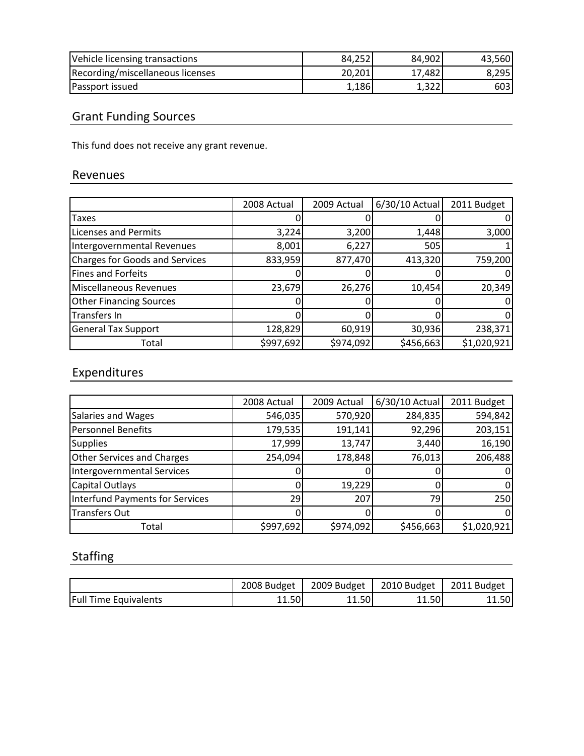| | | | |
|---|---|---|---|
| Vehicle licensing transactions | 84,252 | 84,902 | 43,560 |
| Recording/miscellaneous licenses | 20,201 | 17,482 | 8,295 |
| Passport issued | 1,186 | 1,322 | 603 |

## Grant Funding Sources

This fund does not receive any grant revenue.

## Revenues

| | 2008 Actual | 2009 Actual | 6/30/10 Actual | 2011 Budget |
|---|---|---|---|---|
| Taxes | 0 | 0 | 0 | 0 |
| Licenses and Permits | 3,224 | 3,200 | 1,448 | 3,000 |
| Intergovernmental Revenues | 8,001 | 6,227 | 505 | 1 |
| Charges for Goods and Services | 833,959 | 877,470 | 413,320 | 759,200 |
| Fines and Forfeits | 0 | 0 | 0 | 0 |
| Miscellaneous Revenues | 23,679 | 26,276 | 10,454 | 20,349 |
| Other Financing Sources | 0 | 0 | 0 | 0 |
| Transfers In | 0 | 0 | 0 | 0 |
| General Tax Support | 128,829 | 60,919 | 30,936 | 238,371 |
| Total | $997,692 | $974,092 | $456,663 | $1,020,921 |

## Expenditures

| | 2008 Actual | 2009 Actual | 6/30/10 Actual | 2011 Budget |
|---|---|---|---|---|
| Salaries and Wages | 546,035 | 570,920 | 284,835 | 594,842 |
| Personnel Benefits | 179,535 | 191,141 | 92,296 | 203,151 |
| Supplies | 17,999 | 13,747 | 3,440 | 16,190 |
| Other Services and Charges | 254,094 | 178,848 | 76,013 | 206,488 |
| Intergovernmental Services | 0 | 0 | 0 | 0 |
| Capital Outlays | 0 | 19,229 | 0 | 0 |
| Interfund Payments for Services | 29 | 207 | 79 | 250 |
| Transfers Out | 0 | 0 | 0 | 0 |
| Total | $997,692 | $974,092 | $456,663 | $1,020,921 |

## Staffing

| | 2008 Budget | 2009 Budget | 2010 Budget | 2011 Budget |
|---|---|---|---|---|
| Full Time Equivalents | 11.50 | 11.50 | 11.50 | 11.50 |